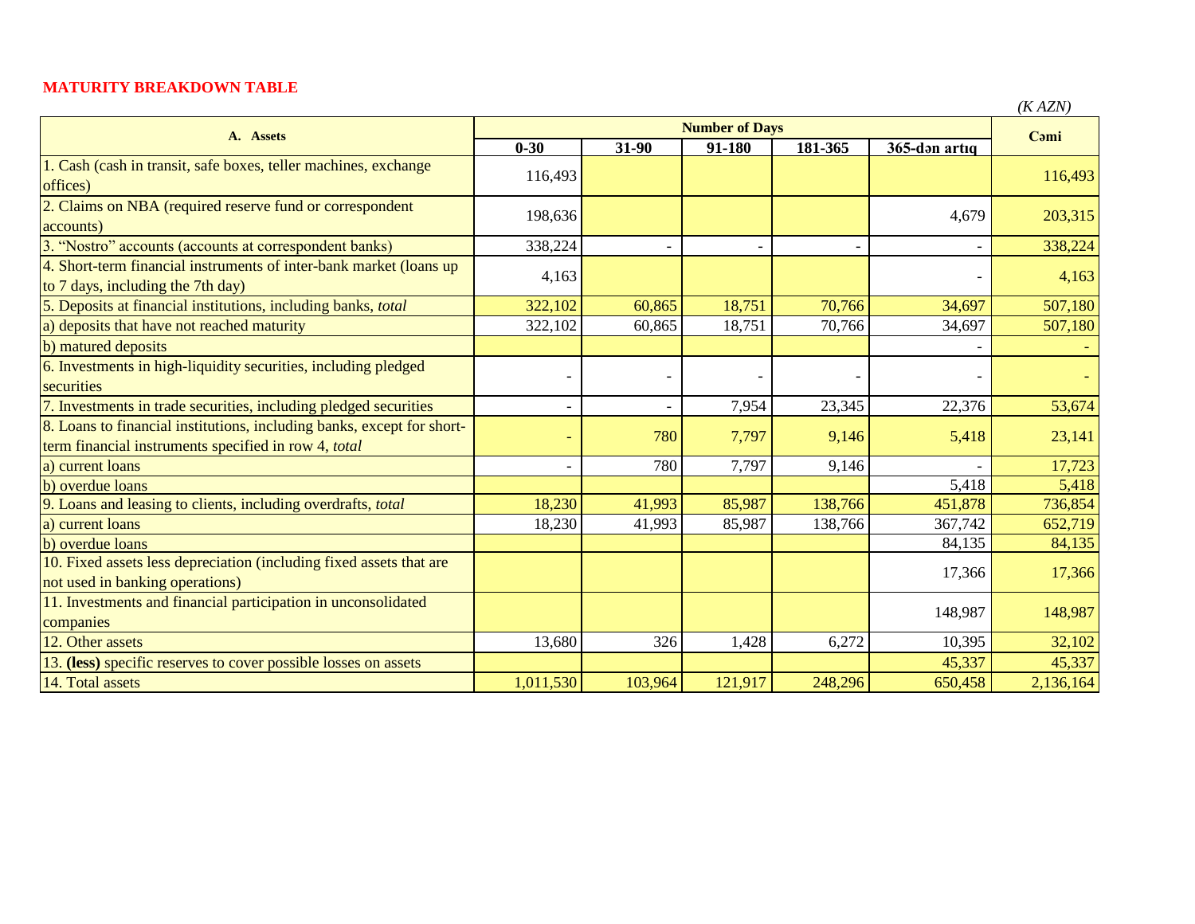## MATURITY BREAKDOWN TABLE

*(K AZN)*

| A. Assets | Number of Days | | | | | Cəmi |
|---|---|---|---|---|---|---|
| | 0-30 | 31-90 | 91-180 | 181-365 | 365-dən artıq | |
| 1. Cash (cash in transit, safe boxes, teller machines, exchange offices) | 116,493 | | | | | 116,493 |
| 2. Claims on NBA (required reserve fund or correspondent accounts) | 198,636 | | | | 4,679 | 203,315 |
| 3. "Nostro" accounts (accounts at correspondent banks) | 338,224 | - | - | - | - | 338,224 |
| 4. Short-term financial instruments of inter-bank market (loans up to 7 days, including the 7th day) | 4,163 | | | | - | 4,163 |
| 5. Deposits at financial institutions, including banks, *total* | 322,102 | 60,865 | 18,751 | 70,766 | 34,697 | 507,180 |
| a) deposits that have not reached maturity | 322,102 | 60,865 | 18,751 | 70,766 | 34,697 | 507,180 |
| b) matured deposits | | | | | - | - |
| 6. Investments in high-liquidity securities, including pledged securities | - | - | - | - | - | - |
| 7. Investments in trade securities, including pledged securities | - | - | 7,954 | 23,345 | 22,376 | 53,674 |
| 8. Loans to financial institutions, including banks, except for short-term financial instruments specified in row 4, *total* | - | 780 | 7,797 | 9,146 | 5,418 | 23,141 |
| a) current loans | - | 780 | 7,797 | 9,146 | - | 17,723 |
| b) overdue loans | | | | | 5,418 | 5,418 |
| 9. Loans and leasing to clients, including overdrafts, *total* | 18,230 | 41,993 | 85,987 | 138,766 | 451,878 | 736,854 |
| a) current loans | 18,230 | 41,993 | 85,987 | 138,766 | 367,742 | 652,719 |
| b) overdue loans | | | | | 84,135 | 84,135 |
| 10. Fixed assets less depreciation (including fixed assets that are not used in banking operations) | | | | | 17,366 | 17,366 |
| 11. Investments and financial participation in unconsolidated companies | | | | | 148,987 | 148,987 |
| 12. Other assets | 13,680 | 326 | 1,428 | 6,272 | 10,395 | 32,102 |
| 13. **(less)** specific reserves to cover possible losses on assets | | | | | 45,337 | 45,337 |
| 14. Total assets | 1,011,530 | 103,964 | 121,917 | 248,296 | 650,458 | 2,136,164 |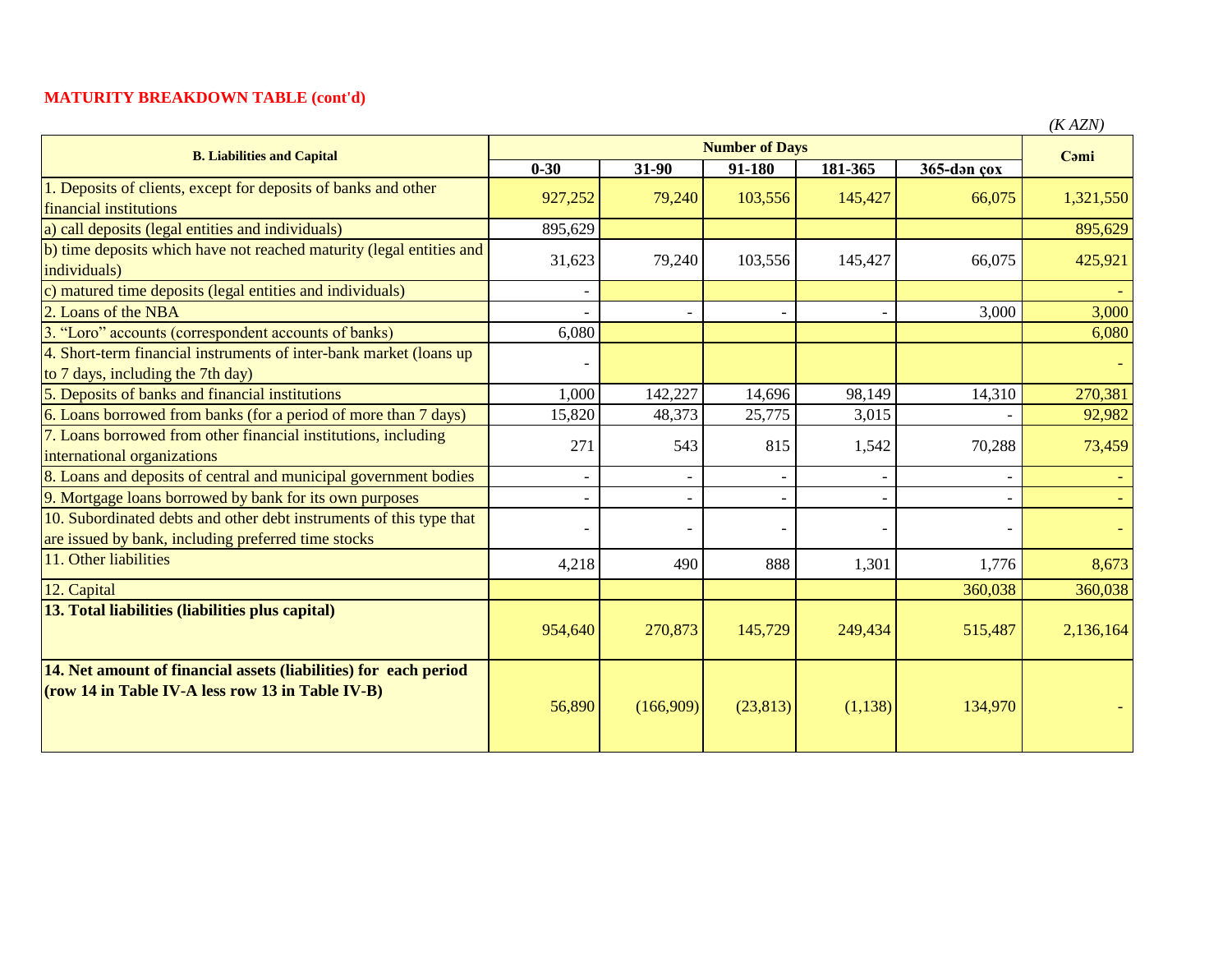**MATURITY BREAKDOWN TABLE (cont'd)**

*(K AZN)*

| B. Liabilities and Capital | Number of Days | | | | | Cəmi |
|---|---|---|---|---|---|---|
| | 0-30 | 31-90 | 91-180 | 181-365 | 365-dən çox | |
| 1. Deposits of clients, except for deposits of banks and other financial institutions | 927,252 | 79,240 | 103,556 | 145,427 | 66,075 | 1,321,550 |
| a) call deposits (legal entities and individuals) | 895,629 | | | | | 895,629 |
| b) time deposits which have not reached maturity (legal entities and individuals) | 31,623 | 79,240 | 103,556 | 145,427 | 66,075 | 425,921 |
| c) matured time deposits (legal entities and individuals) | - | | | | | - |
| 2. Loans of the NBA | - | - | - | - | 3,000 | 3,000 |
| 3. "Loro" accounts (correspondent accounts of banks) | 6,080 | | | | | 6,080 |
| 4. Short-term financial instruments of inter-bank market (loans up to 7 days, including the 7th day) | - | | | | | - |
| 5. Deposits of banks and financial institutions | 1,000 | 142,227 | 14,696 | 98,149 | 14,310 | 270,381 |
| 6. Loans borrowed from banks (for a period of more than 7 days) | 15,820 | 48,373 | 25,775 | 3,015 | - | 92,982 |
| 7. Loans borrowed from other financial institutions, including international organizations | 271 | 543 | 815 | 1,542 | 70,288 | 73,459 |
| 8. Loans and deposits of central and municipal government bodies | - | - | - | - | - | - |
| 9. Mortgage loans borrowed by bank for its own purposes | - | - | - | - | - | - |
| 10. Subordinated debts and other debt instruments of this type that are issued by bank, including preferred time stocks | - | - | - | - | - | - |
| 11. Other liabilities | 4,218 | 490 | 888 | 1,301 | 1,776 | 8,673 |
| 12. Capital | | | | | 360,038 | 360,038 |
| **13. Total liabilities (liabilities plus capital)** | 954,640 | 270,873 | 145,729 | 249,434 | 515,487 | 2,136,164 |
| **14. Net amount of financial assets (liabilities) for each period (row 14 in Table IV-A less row 13 in Table IV-B)** | 56,890 | (166,909) | (23,813) | (1,138) | 134,970 | - |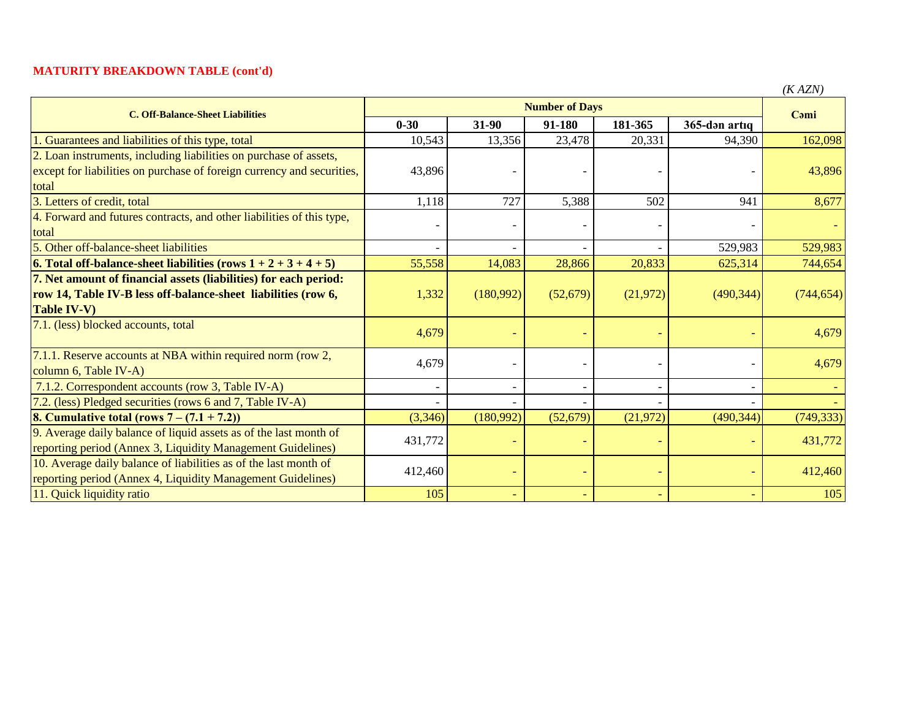**MATURITY BREAKDOWN TABLE (cont'd)**

*(K AZN)*

| C. Off-Balance-Sheet Liabilities | Number of Days | | | | | Cəmi |
|---|---|---|---|---|---|---|
| | 0-30 | 31-90 | 91-180 | 181-365 | 365-dən artıq | |
| 1. Guarantees and liabilities of this type, total | 10,543 | 13,356 | 23,478 | 20,331 | 94,390 | 162,098 |
| 2. Loan instruments, including liabilities on purchase of assets, except for liabilities on purchase of foreign currency and securities, total | 43,896 | - | - | - | - | 43,896 |
| 3. Letters of credit, total | 1,118 | 727 | 5,388 | 502 | 941 | 8,677 |
| 4. Forward and futures contracts, and other liabilities of this type, total | - | - | - | - | - | - |
| 5. Other off-balance-sheet liabilities | - | - | - | - | 529,983 | 529,983 |
| **6. Total off-balance-sheet liabilities (rows 1 + 2 + 3 + 4 + 5)** | 55,558 | 14,083 | 28,866 | 20,833 | 625,314 | 744,654 |
| **7. Net amount of financial assets (liabilities) for each period: row 14, Table IV-B less off-balance-sheet liabilities (row 6, Table IV-V)** | 1,332 | (180,992) | (52,679) | (21,972) | (490,344) | (744,654) |
| 7.1. (less) blocked accounts, total | 4,679 | - | - | - | - | 4,679 |
| 7.1.1. Reserve accounts at NBA within required norm (row 2, column 6, Table IV-A) | 4,679 | - | - | - | - | 4,679 |
| 7.1.2. Correspondent accounts (row 3, Table IV-A) | - | - | - | - | - | - |
| 7.2. (less) Pledged securities (rows 6 and 7, Table IV-A) | - | - | - | - | - | - |
| **8. Cumulative total (rows 7 – (7.1 + 7.2))** | (3,346) | (180,992) | (52,679) | (21,972) | (490,344) | (749,333) |
| 9. Average daily balance of liquid assets as of the last month of reporting period (Annex 3, Liquidity Management Guidelines) | 431,772 | - | - | - | - | 431,772 |
| 10. Average daily balance of liabilities as of the last month of reporting period (Annex 4, Liquidity Management Guidelines) | 412,460 | - | - | - | - | 412,460 |
| 11. Quick liquidity ratio | 105 | - | - | - | - | 105 |